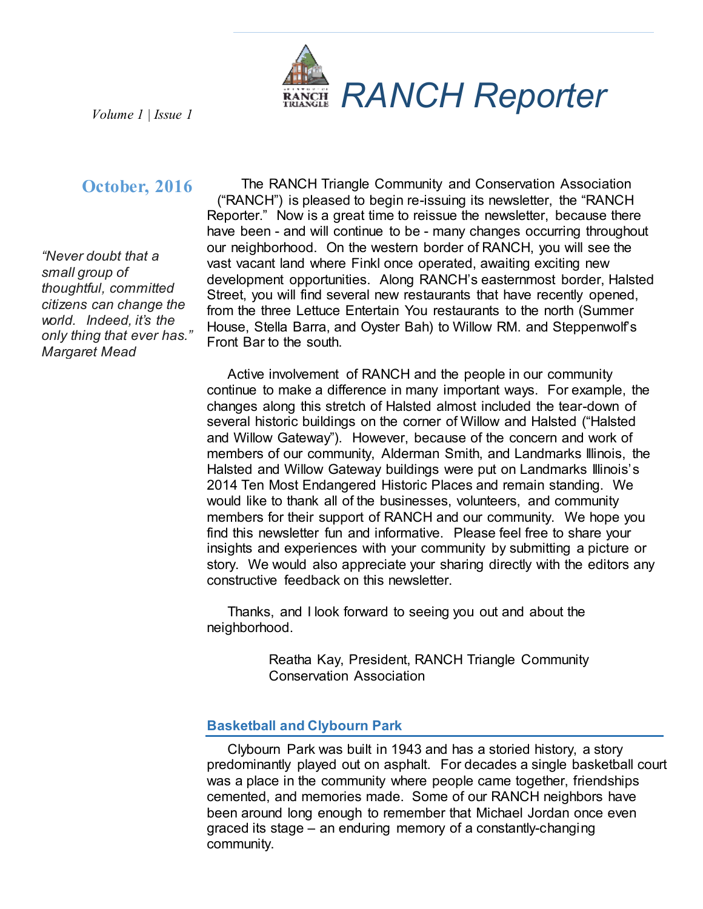# RANCH Reporter

*Volume 1 | Issue 1*

**October, 2016**

*"Never doubt that a small group of thoughtful, committed citizens can change the world. Indeed, it's the only thing that ever has." Margaret Mead*

The RANCH Triangle Community and Conservation Association ("RANCH") is pleased to begin re-issuing its newsletter, the "RANCH Reporter." Now is a great time to reissue the newsletter, because there have been - and will continue to be - many changes occurring throughout our neighborhood. On the western border of RANCH, you will see the vast vacant land where Finkl once operated, awaiting exciting new development opportunities. Along RANCH's easternmost border, Halsted Street, you will find several new restaurants that have recently opened, from the three Lettuce Entertain You restaurants to the north (Summer House, Stella Barra, and Oyster Bah) to Willow RM. and Steppenwolf's Front Bar to the south.

Active involvement of RANCH and the people in our community continue to make a difference in many important ways. For example, the changes along this stretch of Halsted almost included the tear-down of several historic buildings on the corner of Willow and Halsted ("Halsted and Willow Gateway"). However, because of the concern and work of members of our community, Alderman Smith, and Landmarks Illinois, the Halsted and Willow Gateway buildings were put on Landmarks Illinois's 2014 Ten Most Endangered Historic Places and remain standing. We would like to thank all of the businesses, volunteers, and community members for their support of RANCH and our community. We hope you find this newsletter fun and informative. Please feel free to share your insights and experiences with your community by submitting a picture or story. We would also appreciate your sharing directly with the editors any constructive feedback on this newsletter.

Thanks, and I look forward to seeing you out and about the neighborhood.

Reatha Kay, President, RANCH Triangle Community Conservation Association

## Basketball and Clybourn Park

Clybourn Park was built in 1943 and has a storied history, a story predominantly played out on asphalt. For decades a single basketball court was a place in the community where people came together, friendships cemented, and memories made. Some of our RANCH neighbors have been around long enough to remember that Michael Jordan once even graced its stage – an enduring memory of a constantly-changing community.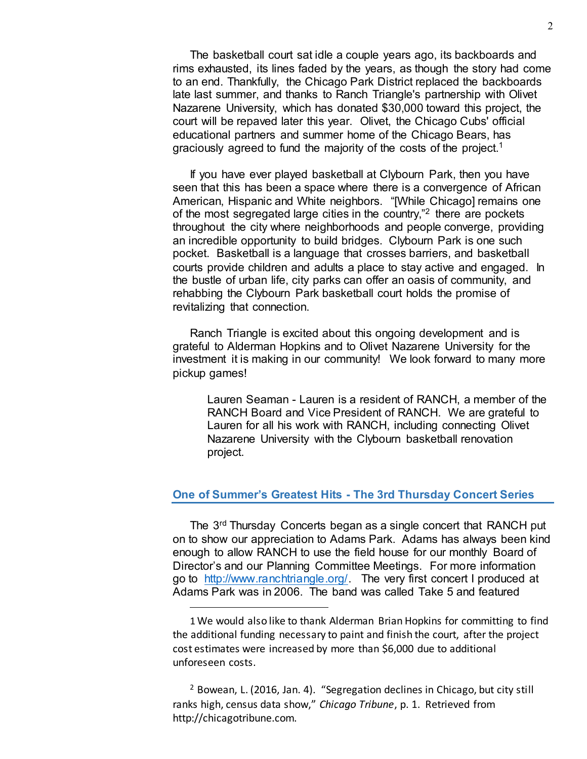The basketball court sat idle a couple years ago, its backboards and rims exhausted, its lines faded by the years, as though the story had come to an end. Thankfully, the Chicago Park District replaced the backboards late last summer, and thanks to Ranch Triangle's partnership with Olivet Nazarene University, which has donated $30,000 toward this project, the court will be repaved later this year. Olivet, the Chicago Cubs' official educational partners and summer home of the Chicago Bears, has graciously agreed to fund the majority of the costs of the project.[1]

If you have ever played basketball at Clybourn Park, then you have seen that this has been a space where there is a convergence of African American, Hispanic and White neighbors. "[While Chicago] remains one of the most segregated large cities in the country,"[2] there are pockets throughout the city where neighborhoods and people converge, providing an incredible opportunity to build bridges. Clybourn Park is one such pocket. Basketball is a language that crosses barriers, and basketball courts provide children and adults a place to stay active and engaged. In the bustle of urban life, city parks can offer an oasis of community, and rehabbing the Clybourn Park basketball court holds the promise of revitalizing that connection.

Ranch Triangle is excited about this ongoing development and is grateful to Alderman Hopkins and to Olivet Nazarene University for the investment it is making in our community! We look forward to many more pickup games!

> Lauren Seaman - Lauren is a resident of RANCH, a member of the RANCH Board and Vice President of RANCH. We are grateful to Lauren for all his work with RANCH, including connecting Olivet Nazarene University with the Clybourn basketball renovation project.

## One of Summer's Greatest Hits - The 3rd Thursday Concert Series

The 3rd Thursday Concerts began as a single concert that RANCH put on to show our appreciation to Adams Park. Adams has always been kind enough to allow RANCH to use the field house for our monthly Board of Director's and our Planning Committee Meetings. For more information go to http://www.ranchtriangle.org/. The very first concert I produced at Adams Park was in 2006. The band was called Take 5 and featured

---

1 We would also like to thank Alderman Brian Hopkins for committing to find the additional funding necessary to paint and finish the court, after the project cost estimates were increased by more than $6,000 due to additional unforeseen costs.

2 Bowean, L. (2016, Jan. 4). "Segregation declines in Chicago, but city still ranks high, census data show," *Chicago Tribune*, p. 1. Retrieved from http://chicagotribune.com.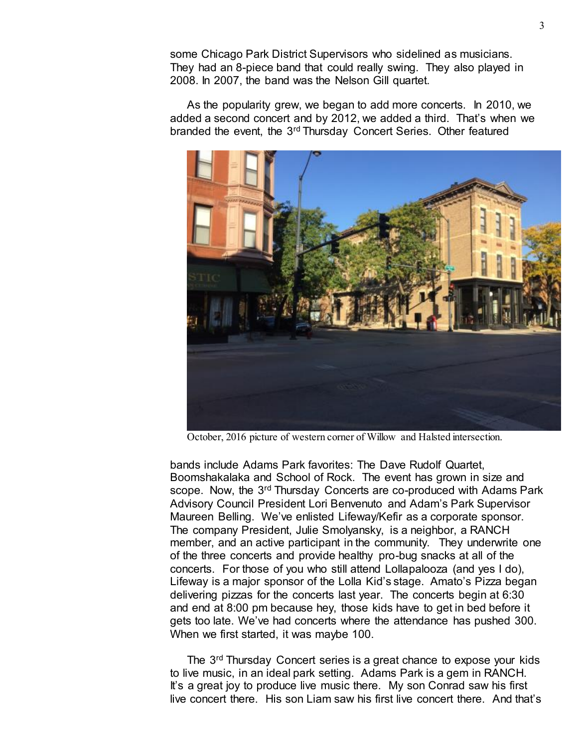some Chicago Park District Supervisors who sidelined as musicians. They had an 8-piece band that could really swing. They also played in 2008. In 2007, the band was the Nelson Gill quartet.

As the popularity grew, we began to add more concerts. In 2010, we added a second concert and by 2012, we added a third. That's when we branded the event, the 3rd Thursday Concert Series. Other featured bands include Adams Park favorites: The Dave Rudolf Quartet, Boomshakalaka and School of Rock. The event has grown in size and scope. Now, the 3rd Thursday Concerts are co-produced with Adams Park Advisory Council President Lori Benvenuto and Adam's Park Supervisor Maureen Belling. We've enlisted Lifeway/Kefir as a corporate sponsor. The company President, Julie Smolyansky, is a neighbor, a RANCH member, and an active participant in the community. They underwrite one of the three concerts and provide healthy pro-bug snacks at all of the concerts. For those of you who still attend Lollapalooza (and yes I do), Lifeway is a major sponsor of the Lolla Kid's stage. Amato's Pizza began delivering pizzas for the concerts last year. The concerts begin at 6:30 and end at 8:00 pm because hey, those kids have to get in bed before it gets too late. We've had concerts where the attendance has pushed 300. When we first started, it was maybe 100.

October, 2016 picture of western corner of Willow and Halsted intersection.

The 3rd Thursday Concert series is a great chance to expose your kids to live music, in an ideal park setting. Adams Park is a gem in RANCH. It's a great joy to produce live music there. My son Conrad saw his first live concert there. His son Liam saw his first live concert there. And that's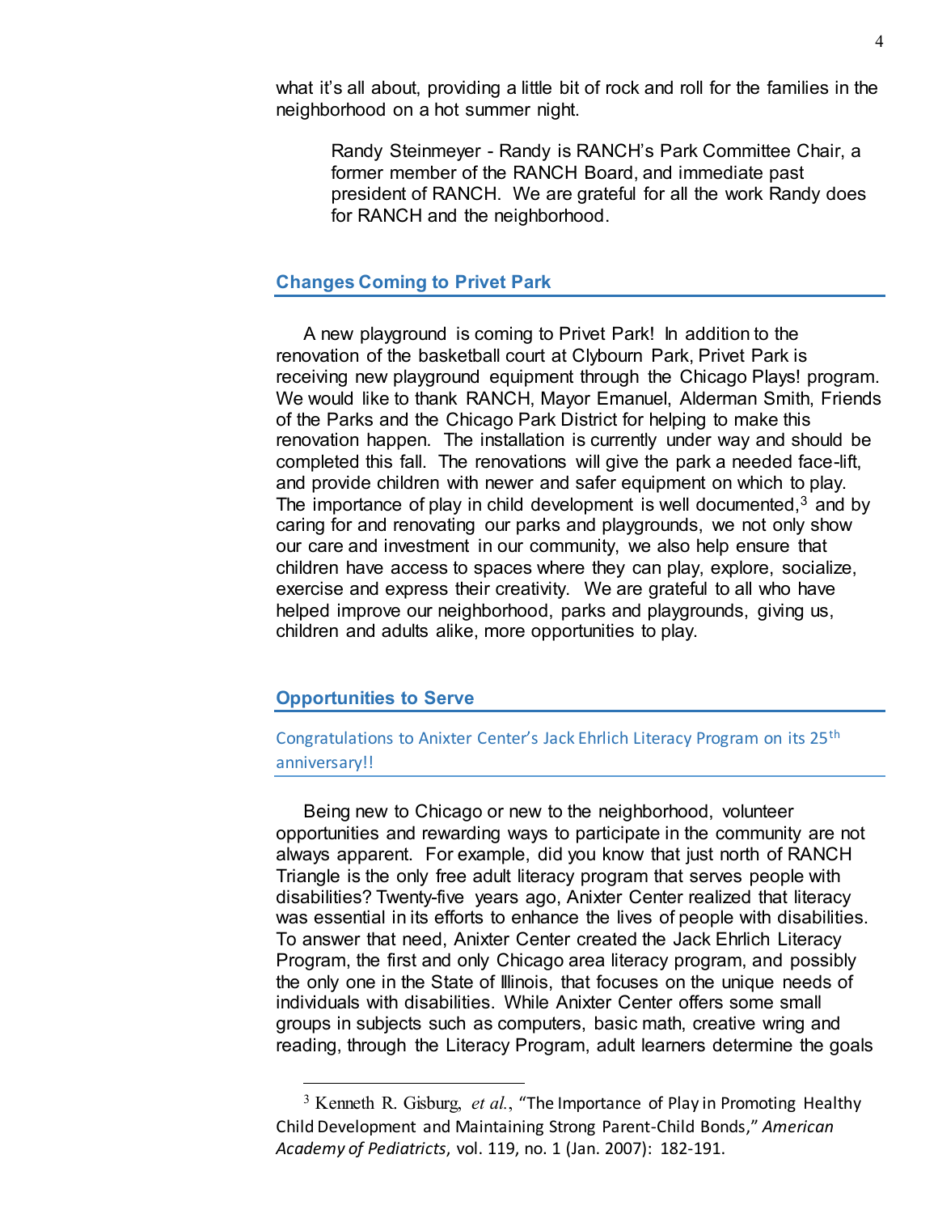what it's all about, providing a little bit of rock and roll for the families in the neighborhood on a hot summer night.

> Randy Steinmeyer - Randy is RANCH's Park Committee Chair, a former member of the RANCH Board, and immediate past president of RANCH. We are grateful for all the work Randy does for RANCH and the neighborhood.

## Changes Coming to Privet Park

A new playground is coming to Privet Park! In addition to the renovation of the basketball court at Clybourn Park, Privet Park is receiving new playground equipment through the Chicago Plays! program. We would like to thank RANCH, Mayor Emanuel, Alderman Smith, Friends of the Parks and the Chicago Park District for helping to make this renovation happen. The installation is currently under way and should be completed this fall. The renovations will give the park a needed face-lift, and provide children with newer and safer equipment on which to play. The importance of play in child development is well documented,[3] and by caring for and renovating our parks and playgrounds, we not only show our care and investment in our community, we also help ensure that children have access to spaces where they can play, explore, socialize, exercise and express their creativity. We are grateful to all who have helped improve our neighborhood, parks and playgrounds, giving us, children and adults alike, more opportunities to play.

## Opportunities to Serve

### Congratulations to Anixter Center's Jack Ehrlich Literacy Program on its 25th anniversary!!

Being new to Chicago or new to the neighborhood, volunteer opportunities and rewarding ways to participate in the community are not always apparent. For example, did you know that just north of RANCH Triangle is the only free adult literacy program that serves people with disabilities? Twenty-five years ago, Anixter Center realized that literacy was essential in its efforts to enhance the lives of people with disabilities. To answer that need, Anixter Center created the Jack Ehrlich Literacy Program, the first and only Chicago area literacy program, and possibly the only one in the State of Illinois, that focuses on the unique needs of individuals with disabilities. While Anixter Center offers some small groups in subjects such as computers, basic math, creative wring and reading, through the Literacy Program, adult learners determine the goals

---

[3] Kenneth R. Gisburg, *et al.*, "The Importance of Play in Promoting Healthy Child Development and Maintaining Strong Parent-Child Bonds," *American Academy of Pediatrics*, vol. 119, no. 1 (Jan. 2007): 182-191.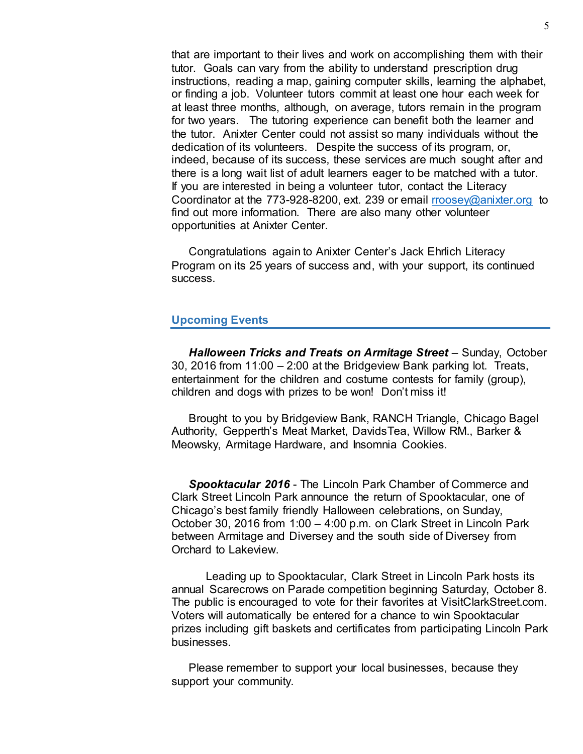that are important to their lives and work on accomplishing them with their tutor. Goals can vary from the ability to understand prescription drug instructions, reading a map, gaining computer skills, learning the alphabet, or finding a job. Volunteer tutors commit at least one hour each week for at least three months, although, on average, tutors remain in the program for two years. The tutoring experience can benefit both the learner and the tutor. Anixter Center could not assist so many individuals without the dedication of its volunteers. Despite the success of its program, or, indeed, because of its success, these services are much sought after and there is a long wait list of adult learners eager to be matched with a tutor. If you are interested in being a volunteer tutor, contact the Literacy Coordinator at the 773-928-8200, ext. 239 or email rroosey@anixter.org to find out more information. There are also many other volunteer opportunities at Anixter Center.

Congratulations again to Anixter Center's Jack Ehrlich Literacy Program on its 25 years of success and, with your support, its continued success.

## Upcoming Events

***Halloween Tricks and Treats on Armitage Street*** – Sunday, October 30, 2016 from 11:00 – 2:00 at the Bridgeview Bank parking lot. Treats, entertainment for the children and costume contests for family (group), children and dogs with prizes to be won! Don't miss it!

Brought to you by Bridgeview Bank, RANCH Triangle, Chicago Bagel Authority, Gepperth's Meat Market, DavidsTea, Willow RM., Barker & Meowsky, Armitage Hardware, and Insomnia Cookies.

***Spooktacular 2016*** - The Lincoln Park Chamber of Commerce and Clark Street Lincoln Park announce the return of Spooktacular, one of Chicago's best family friendly Halloween celebrations, on Sunday, October 30, 2016 from 1:00 – 4:00 p.m. on Clark Street in Lincoln Park between Armitage and Diversey and the south side of Diversey from Orchard to Lakeview.

Leading up to Spooktacular, Clark Street in Lincoln Park hosts its annual Scarecrows on Parade competition beginning Saturday, October 8. The public is encouraged to vote for their favorites at VisitClarkStreet.com. Voters will automatically be entered for a chance to win Spooktacular prizes including gift baskets and certificates from participating Lincoln Park businesses.

Please remember to support your local businesses, because they support your community.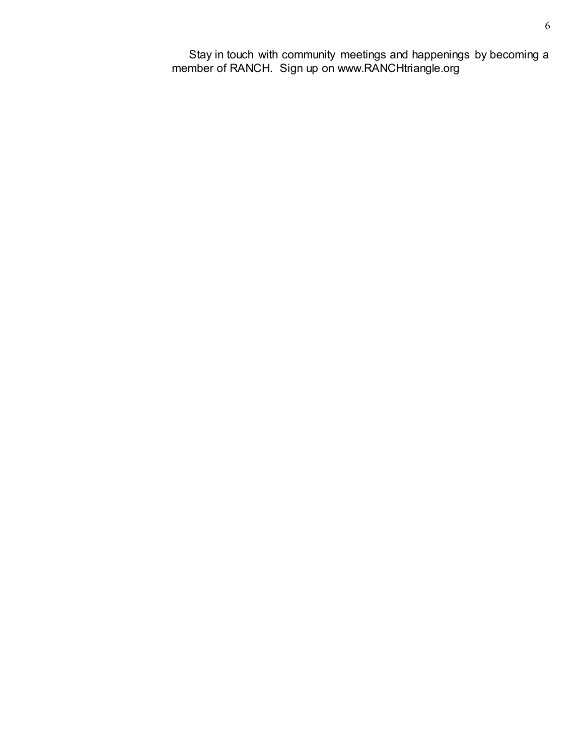Stay in touch with community meetings and happenings by becoming a member of RANCH. Sign up on www.RANCHtriangle.org